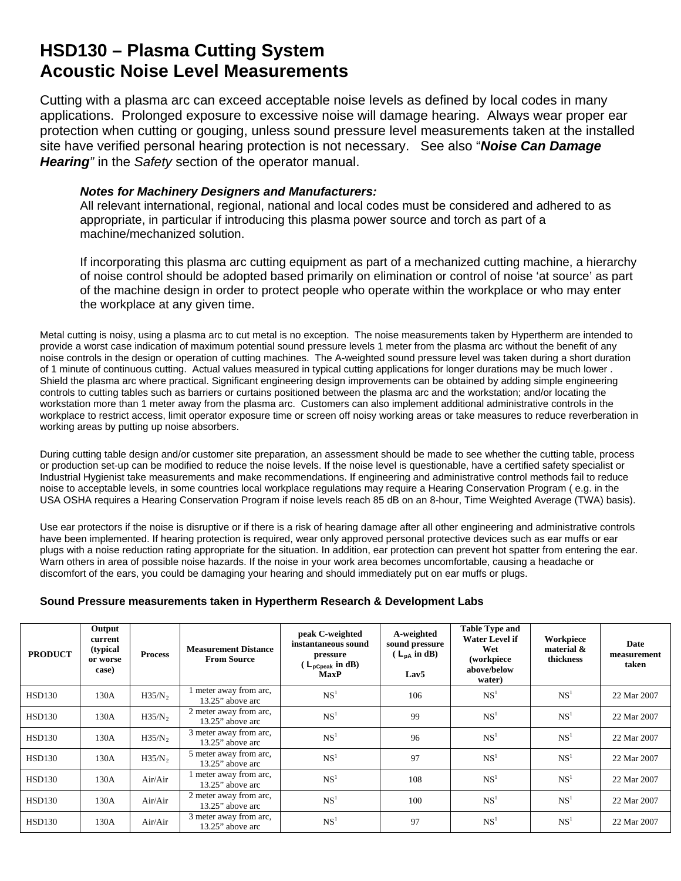# HSD130 – Plasma Cutting System
# Acoustic Noise Level Measurements

Cutting with a plasma arc can exceed acceptable noise levels as defined by local codes in many applications. Prolonged exposure to excessive noise will damage hearing. Always wear proper ear protection when cutting or gouging, unless sound pressure level measurements taken at the installed site have verified personal hearing protection is not necessary. See also "***Noise Can Damage Hearing***" in the *Safety* section of the operator manual.

> ***Notes for Machinery Designers and Manufacturers:***
> All relevant international, regional, national and local codes must be considered and adhered to as appropriate, in particular if introducing this plasma power source and torch as part of a machine/mechanized solution.
>
> If incorporating this plasma arc cutting equipment as part of a mechanized cutting machine, a hierarchy of noise control should be adopted based primarily on elimination or control of noise 'at source' as part of the machine design in order to protect people who operate within the workplace or who may enter the workplace at any given time.

Metal cutting is noisy, using a plasma arc to cut metal is no exception. The noise measurements taken by Hypertherm are intended to provide a worst case indication of maximum potential sound pressure levels 1 meter from the plasma arc without the benefit of any noise controls in the design or operation of cutting machines. The A-weighted sound pressure level was taken during a short duration of 1 minute of continuous cutting. Actual values measured in typical cutting applications for longer durations may be much lower . Shield the plasma arc where practical. Significant engineering design improvements can be obtained by adding simple engineering controls to cutting tables such as barriers or curtains positioned between the plasma arc and the workstation; and/or locating the workstation more than 1 meter away from the plasma arc. Customers can also implement additional administrative controls in the workplace to restrict access, limit operator exposure time or screen off noisy working areas or take measures to reduce reverberation in working areas by putting up noise absorbers.

During cutting table design and/or customer site preparation, an assessment should be made to see whether the cutting table, process or production set-up can be modified to reduce the noise levels. If the noise level is questionable, have a certified safety specialist or Industrial Hygienist take measurements and make recommendations. If engineering and administrative control methods fail to reduce noise to acceptable levels, in some countries local workplace regulations may require a Hearing Conservation Program ( e.g. in the USA OSHA requires a Hearing Conservation Program if noise levels reach 85 dB on an 8-hour, Time Weighted Average (TWA) basis).

Use ear protectors if the noise is disruptive or if there is a risk of hearing damage after all other engineering and administrative controls have been implemented. If hearing protection is required, wear only approved personal protective devices such as ear muffs or ear plugs with a noise reduction rating appropriate for the situation. In addition, ear protection can prevent hot spatter from entering the ear. Warn others in area of possible noise hazards. If the noise in your work area becomes uncomfortable, causing a headache or discomfort of the ears, you could be damaging your hearing and should immediately put on ear muffs or plugs.

**Sound Pressure measurements taken in Hypertherm Research & Development Labs**

| PRODUCT | Output current (typical or worse case) | Process | Measurement Distance From Source | peak C-weighted instantaneous sound pressure ( $L_{pCpeak}$ in dB) MaxP | A-weighted sound pressure ( $L_{pA}$ in dB) Lav5 | Table Type and Water Level if Wet (workpiece above/below water) | Workpiece material & thickness | Date measurement taken |
|---|---|---|---|---|---|---|---|---|
| HSD130 | 130A | $H35/N_2$ | 1 meter away from arc, 13.25" above arc | NS[1] | 106 | NS[1] | NS[1] | 22 Mar 2007 |
| HSD130 | 130A | $H35/N_2$ | 2 meter away from arc, 13.25" above arc | NS[1] | 99 | NS[1] | NS[1] | 22 Mar 2007 |
| HSD130 | 130A | $H35/N_2$ | 3 meter away from arc, 13.25" above arc | NS[1] | 96 | NS[1] | NS[1] | 22 Mar 2007 |
| HSD130 | 130A | $H35/N_2$ | 5 meter away from arc, 13.25" above arc | NS[1] | 97 | NS[1] | NS[1] | 22 Mar 2007 |
| HSD130 | 130A | Air/Air | 1 meter away from arc, 13.25" above arc | NS[1] | 108 | NS[1] | NS[1] | 22 Mar 2007 |
| HSD130 | 130A | Air/Air | 2 meter away from arc, 13.25" above arc | NS[1] | 100 | NS[1] | NS[1] | 22 Mar 2007 |
| HSD130 | 130A | Air/Air | 3 meter away from arc, 13.25" above arc | NS[1] | 97 | NS[1] | NS[1] | 22 Mar 2007 |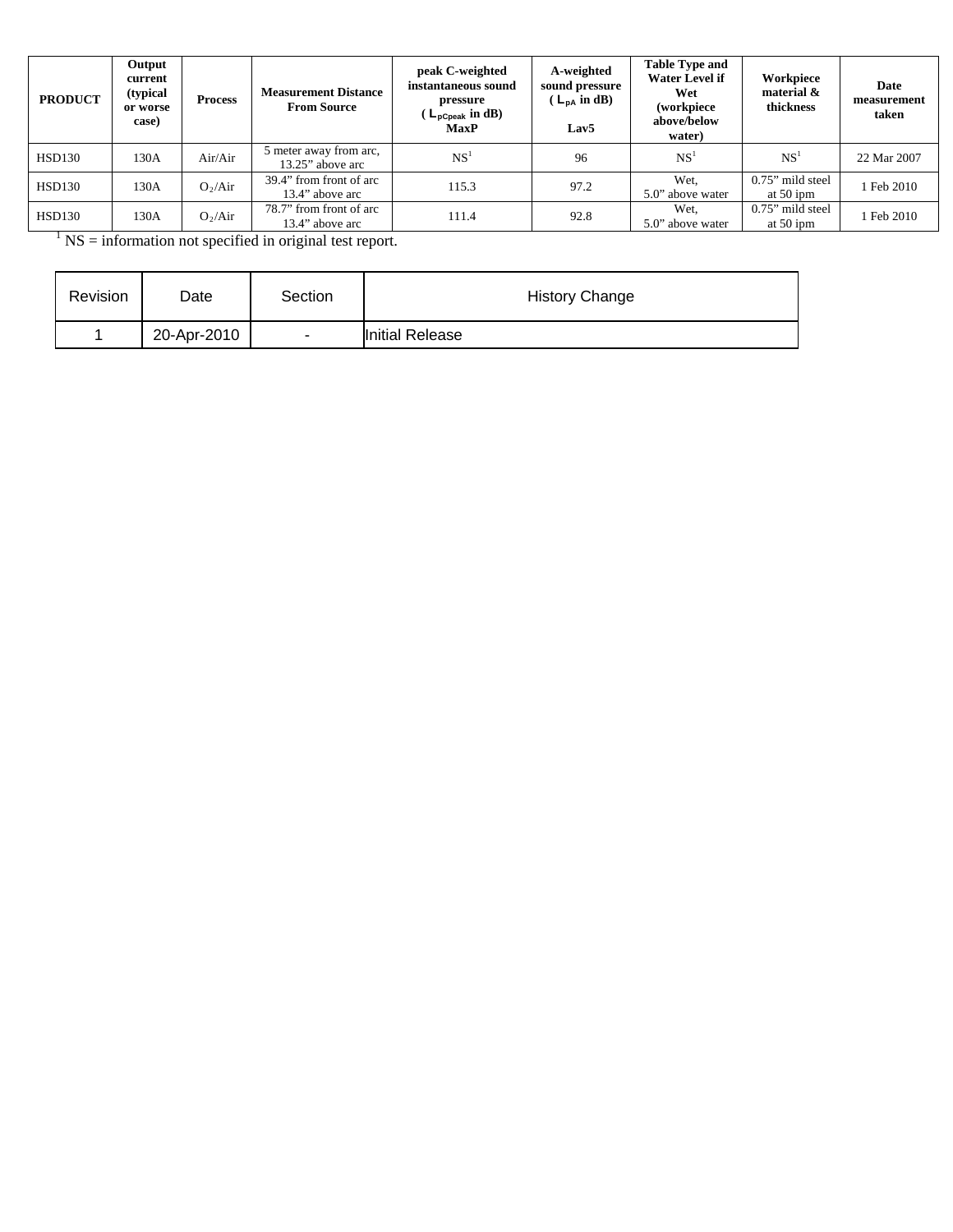| PRODUCT | Output current (typical or worse case) | Process | Measurement Distance From Source | peak C-weighted instantaneous sound pressure ( $L_{pCpeak}$ in dB) MaxP | A-weighted sound pressure ( $L_{pA}$ in dB) Lav5 | Table Type and Water Level if Wet (workpiece above/below water) | Workpiece material & thickness | Date measurement taken |
|---|---|---|---|---|---|---|---|---|
| HSD130 | 130A | Air/Air | 5 meter away from arc, 13.25" above arc | NS[1] | 96 | NS[1] | NS[1] | 22 Mar 2007 |
| HSD130 | 130A | $O_2$/Air | 39.4" from front of arc 13.4" above arc | 115.3 | 97.2 | Wet, 5.0" above water | 0.75" mild steel at 50 ipm | 1 Feb 2010 |
| HSD130 | 130A | $O_2$/Air | 78.7" from front of arc 13.4" above arc | 111.4 | 92.8 | Wet, 5.0" above water | 0.75" mild steel at 50 ipm | 1 Feb 2010 |

[1] NS = information not specified in original test report.

| Revision | Date | Section | History Change |
|---|---|---|---|
| 1 | 20-Apr-2010 | - | Initial Release |